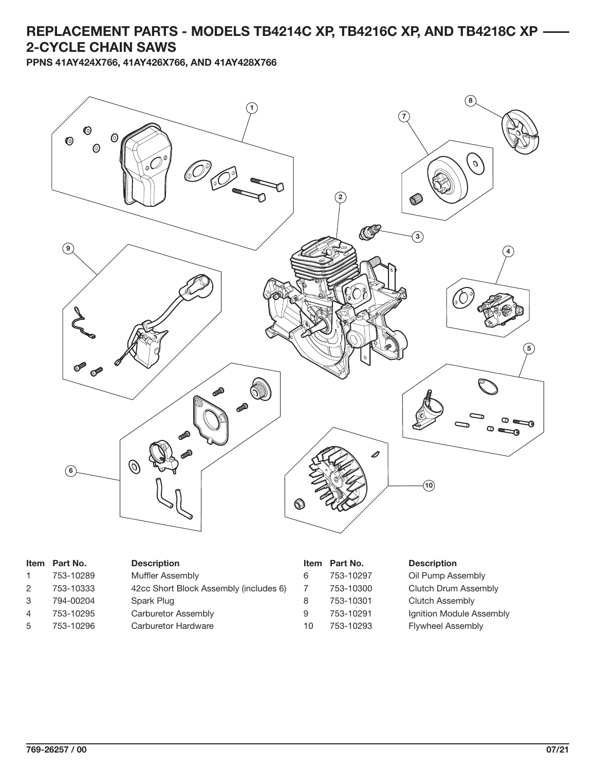# REPLACEMENT PARTS - MODELS TB4214C XP, TB4216C XP, AND TB4218C XP 2-CYCLE CHAIN SAWS

**PPNS 41AY424X766, 41AY426X766, AND 41AY428X766**

| Item | Part No. | Description |
| --- | --- | --- |
| 1 | 753-10289 | Muffler Assembly |
| 2 | 753-10333 | 42cc Short Block Assembly (includes 6) |
| 3 | 794-00204 | Spark Plug |
| 4 | 753-10295 | Carburetor Assembly |
| 5 | 753-10296 | Carburetor Hardware |
| 6 | 753-10297 | Oil Pump Assembly |
| 7 | 753-10300 | Clutch Drum Assembly |
| 8 | 753-10301 | Clutch Assembly |
| 9 | 753-10291 | Ignition Module Assembly |
| 10 | 753-10293 | Flywheel Assembly |

769-26257 / 00 07/21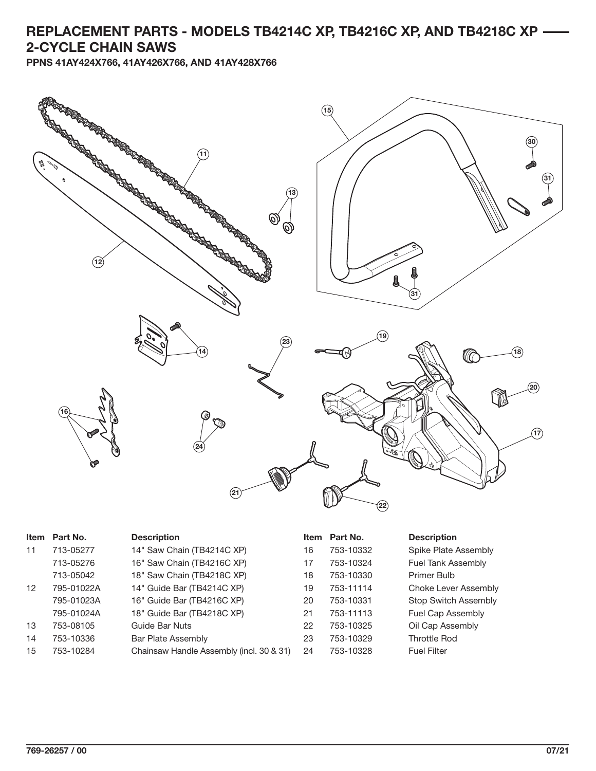# REPLACEMENT PARTS - MODELS TB4214C XP, TB4216C XP, AND TB4218C XP — 2-CYCLE CHAIN SAWS

**PPNS 41AY424X766, 41AY426X766, AND 41AY428X766**

| Item | Part No. | Description | Item | Part No. | Description |
|---|---|---|---|---|---|
| 11 | 713-05277 | 14" Saw Chain (TB4214C XP) | 16 | 753-10332 | Spike Plate Assembly |
| | 713-05276 | 16" Saw Chain (TB4216C XP) | 17 | 753-10324 | Fuel Tank Assembly |
| | 713-05042 | 18" Saw Chain (TB4218C XP) | 18 | 753-10330 | Primer Bulb |
| 12 | 795-01022A | 14" Guide Bar (TB4214C XP) | 19 | 753-11114 | Choke Lever Assembly |
| | 795-01023A | 16" Guide Bar (TB4216C XP) | 20 | 753-10331 | Stop Switch Assembly |
| | 795-01024A | 18" Guide Bar (TB4218C XP) | 21 | 753-11113 | Fuel Cap Assembly |
| 13 | 753-08105 | Guide Bar Nuts | 22 | 753-10325 | Oil Cap Assembly |
| 14 | 753-10336 | Bar Plate Assembly | 23 | 753-10329 | Throttle Rod |
| 15 | 753-10284 | Chainsaw Handle Assembly (incl. 30 & 31) | 24 | 753-10328 | Fuel Filter |

769-26257 / 00 07/21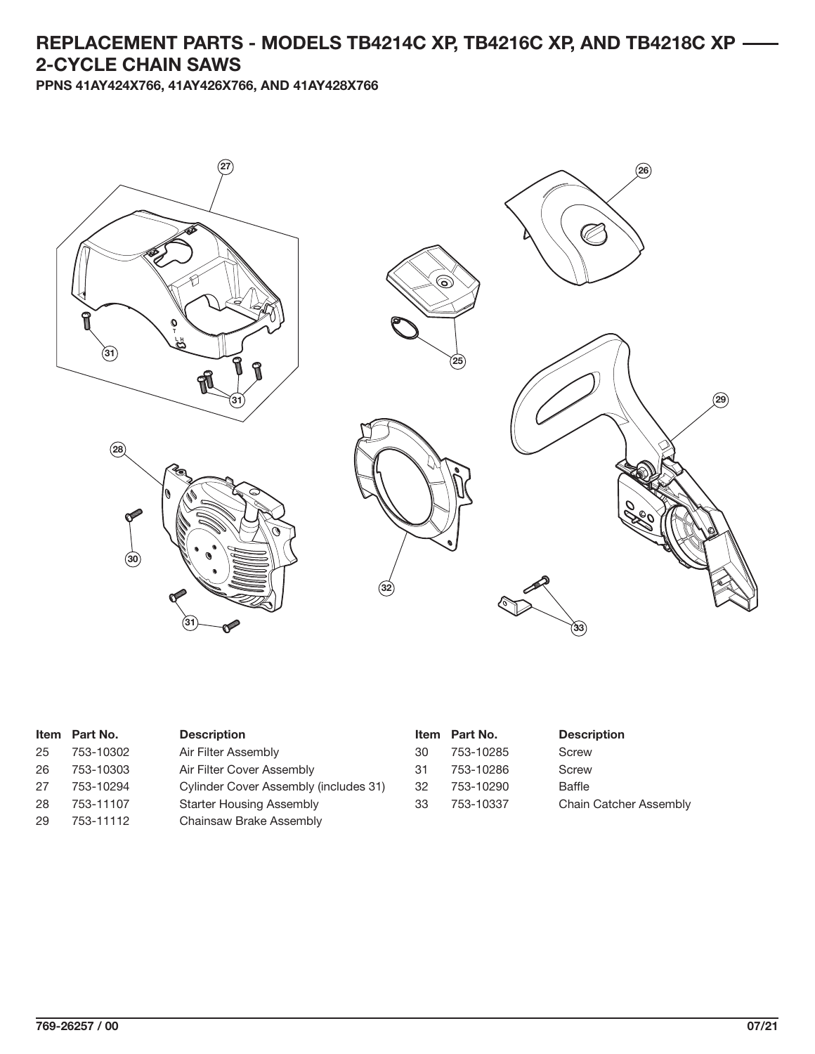# REPLACEMENT PARTS - MODELS TB4214C XP, TB4216C XP, AND TB4218C XP 2-CYCLE CHAIN SAWS

**PPNS 41AY424X766, 41AY426X766, AND 41AY428X766**

27
26
31
25
31
29
28
30
32
31
33

| Item | Part No. | Description |
|---|---|---|
| 25 | 753-10302 | Air Filter Assembly |
| 26 | 753-10303 | Air Filter Cover Assembly |
| 27 | 753-10294 | Cylinder Cover Assembly (includes 31) |
| 28 | 753-11107 | Starter Housing Assembly |
| 29 | 753-11112 | Chainsaw Brake Assembly |
| 30 | 753-10285 | Screw |
| 31 | 753-10286 | Screw |
| 32 | 753-10290 | Baffle |
| 33 | 753-10337 | Chain Catcher Assembly |

769-26257 / 00 07/21